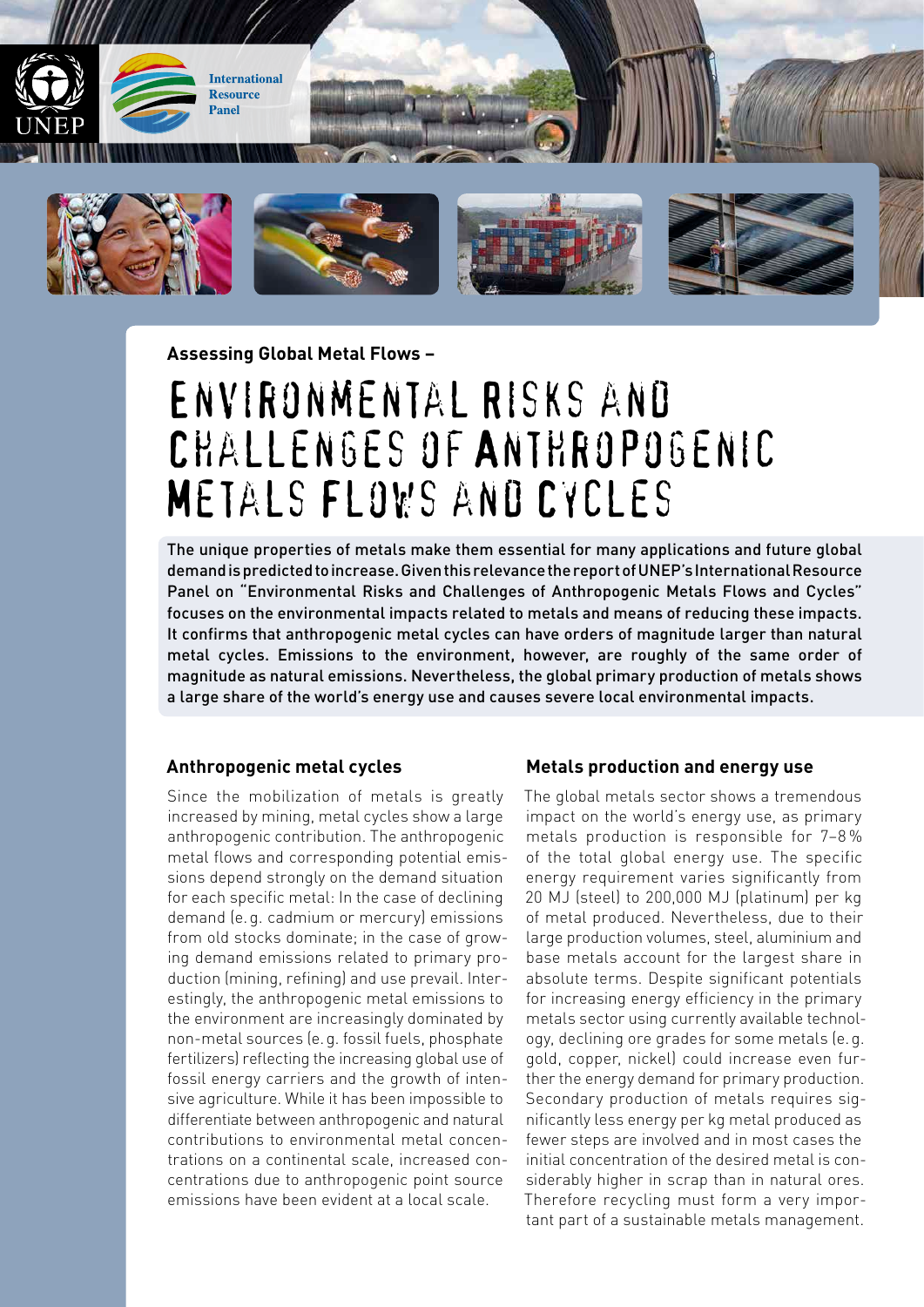UNEP

International Resource Panel

Assessing Global Metal Flows –

# Environmental Risks and Challenges of Anthropogenic Metals Flows and Cycles

**The unique properties of metals make them essential for many applications and future global demand is predicted to increase. Given this relevance the report of UNEP's International Resource Panel on "Environmental Risks and Challenges of Anthropogenic Metals Flows and Cycles" focuses on the environmental impacts related to metals and means of reducing these impacts. It confirms that anthropogenic metal cycles can have orders of magnitude larger than natural metal cycles. Emissions to the environment, however, are roughly of the same order of magnitude as natural emissions. Nevertheless, the global primary production of metals shows a large share of the world's energy use and causes severe local environmental impacts.**

## Anthropogenic metal cycles

Since the mobilization of metals is greatly increased by mining, metal cycles show a large anthropogenic contribution. The anthropogenic metal flows and corresponding potential emissions depend strongly on the demand situation for each specific metal: In the case of declining demand (e. g. cadmium or mercury) emissions from old stocks dominate; in the case of growing demand emissions related to primary production (mining, refining) and use prevail. Interestingly, the anthropogenic metal emissions to the environment are increasingly dominated by non-metal sources (e. g. fossil fuels, phosphate fertilizers) reflecting the increasing global use of fossil energy carriers and the growth of intensive agriculture. While it has been impossible to differentiate between anthropogenic and natural contributions to environmental metal concentrations on a continental scale, increased concentrations due to anthropogenic point source emissions have been evident at a local scale.

## Metals production and energy use

The global metals sector shows a tremendous impact on the world's energy use, as primary metals production is responsible for 7–8 % of the total global energy use. The specific energy requirement varies significantly from 20 MJ (steel) to 200,000 MJ (platinum) per kg of metal produced. Nevertheless, due to their large production volumes, steel, aluminium and base metals account for the largest share in absolute terms. Despite significant potentials for increasing energy efficiency in the primary metals sector using currently available technology, declining ore grades for some metals (e. g. gold, copper, nickel) could increase even further the energy demand for primary production. Secondary production of metals requires significantly less energy per kg metal produced as fewer steps are involved and in most cases the initial concentration of the desired metal is considerably higher in scrap than in natural ores. Therefore recycling must form a very important part of a sustainable metals management.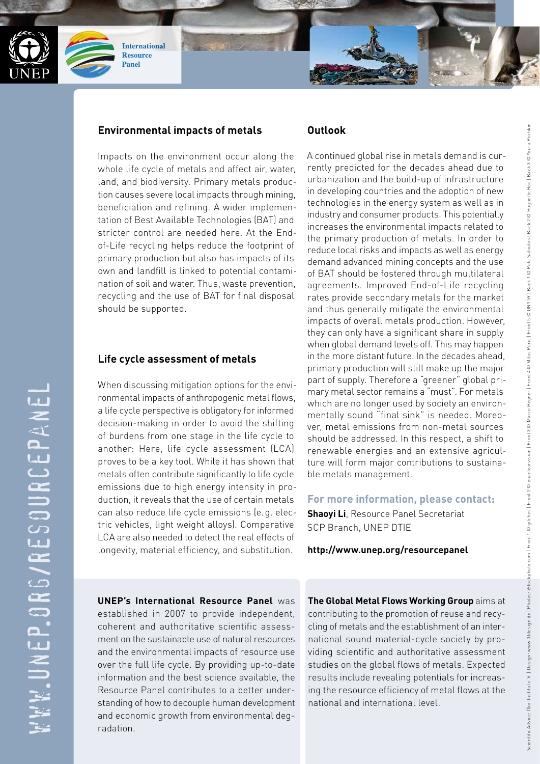## Environmental impacts of metals

Impacts on the environment occur along the whole life cycle of metals and affect air, water, land, and biodiversity. Primary metals production causes severe local impacts through mining, beneficiation and refining. A wider implementation of Best Available Technologies (BAT) and stricter control are needed here. At the End-of-Life recycling helps reduce the footprint of primary production but also has impacts of its own and landfill is linked to potential contamination of soil and water. Thus, waste prevention, recycling and the use of BAT for final disposal should be supported.

## Life cycle assessment of metals

When discussing mitigation options for the environmental impacts of anthropogenic metal flows, a life cycle perspective is obligatory for informed decision-making in order to avoid the shifting of burdens from one stage in the life cycle to another: Here, life cycle assessment (LCA) proves to be a key tool. While it has shown that metals often contribute significantly to life cycle emissions due to high energy intensity in production, it reveals that the use of certain metals can also reduce life cycle emissions (e.g. electric vehicles, light weight alloys). Comparative LCA are also needed to detect the real effects of longevity, material efficiency, and substitution.

## Outlook

A continued global rise in metals demand is currently predicted for the decades ahead due to urbanization and the build-up of infrastructure in developing countries and the adoption of new technologies in the energy system as well as in industry and consumer products. This potentially increases the environmental impacts related to the primary production of metals. In order to reduce local risks and impacts as well as energy demand advanced mining concepts and the use of BAT should be fostered through multilateral agreements. Improved End-of-Life recycling rates provide secondary metals for the market and thus generally mitigate the environmental impacts of overall metals production. However, they can only have a significant share in supply when global demand levels off. This may happen in the more distant future. In the decades ahead, primary production will still make up the major part of supply. Therefore a "greener" global primary metal sector remains a "must". For metals which are no longer used by society an environmentally sound "final sink" is needed. Moreover, metal emissions from non-metal sources should be addressed. In this respect, a shift to renewable energies and an extensive agriculture will form major contributions to sustainable metals management.

### For more information, please contact:

**Shaoyi Li**, Resource Panel Secretariat
SCP Branch, UNEP DTIE

**http://www.unep.org/resourcepanel**

**UNEP's International Resource Panel** was established in 2007 to provide independent, coherent and authoritative scientific assessment on the sustainable use of natural resources and the environmental impacts of resource use over the full life cycle. By providing up-to-date information and the best science available, the Resource Panel contributes to a better understanding of how to decouple human development and economic growth from environmental degradation.

**The Global Metal Flows Working Group** aims at contributing to the promotion of reuse and recycling of metals and the establishment of an international sound material-cycle society by providing scientific and authoritative assessment studies on the global flows of metals. Expected results include revealing potentials for increasing the resource efficiency of metal flows at the national and international level.

WWW.UNEP.ORG/RESOURCEPANEL

Scientific Advice: Öko-Institut e.V. | Design: www.3fdesign.de | Photos: iStockphoto.com | Front 1 © gitches | Front 2 © oneclearvision | Front 3 © Marco Hegner | Front 4 © Milos Peric | Front 5 © DNY59 | Back 1 © Pete Saloutos | Back 2 © Huguette Roe | Back 3 © Youra Pechkin